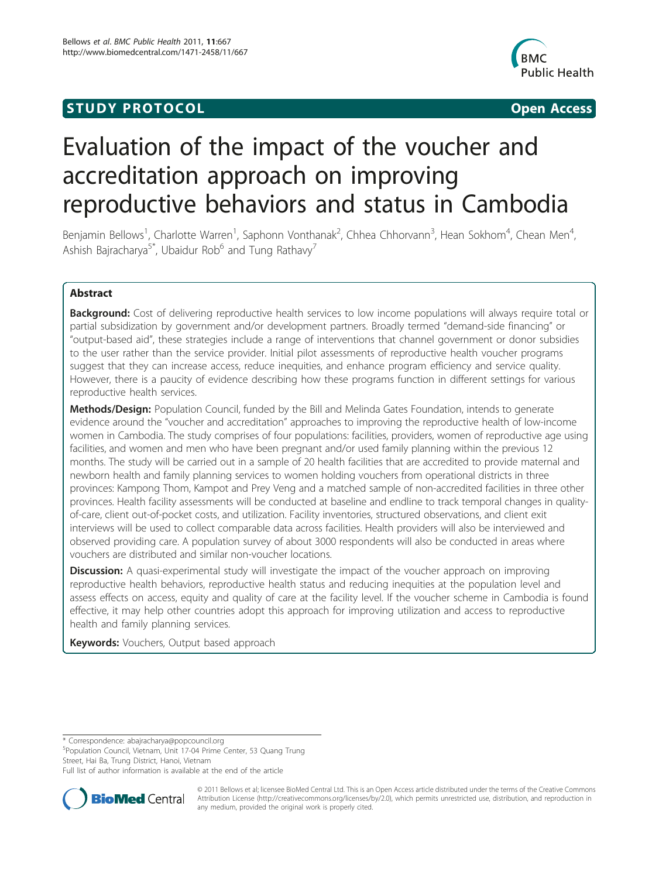STUDY PROTOCOL Open Access

# Evaluation of the impact of the voucher and accreditation approach on improving reproductive behaviors and status in Cambodia

Benjamin Bellows[1], Charlotte Warren[1], Saphonn Vonthanak[2], Chhea Chhorvann[3], Hean Sokhom[4], Chean Men[4], Ashish Bajracharya[5*], Ubaidur Rob[6] and Tung Rathavy[7]

## Abstract

**Background:** Cost of delivering reproductive health services to low income populations will always require total or partial subsidization by government and/or development partners. Broadly termed "demand-side financing" or "output-based aid", these strategies include a range of interventions that channel government or donor subsidies to the user rather than the service provider. Initial pilot assessments of reproductive health voucher programs suggest that they can increase access, reduce inequities, and enhance program efficiency and service quality. However, there is a paucity of evidence describing how these programs function in different settings for various reproductive health services.

**Methods/Design:** Population Council, funded by the Bill and Melinda Gates Foundation, intends to generate evidence around the "voucher and accreditation" approaches to improving the reproductive health of low-income women in Cambodia. The study comprises of four populations: facilities, providers, women of reproductive age using facilities, and women and men who have been pregnant and/or used family planning within the previous 12 months. The study will be carried out in a sample of 20 health facilities that are accredited to provide maternal and newborn health and family planning services to women holding vouchers from operational districts in three provinces: Kampong Thom, Kampot and Prey Veng and a matched sample of non-accredited facilities in three other provinces. Health facility assessments will be conducted at baseline and endline to track temporal changes in quality-of-care, client out-of-pocket costs, and utilization. Facility inventories, structured observations, and client exit interviews will be used to collect comparable data across facilities. Health providers will also be interviewed and observed providing care. A population survey of about 3000 respondents will also be conducted in areas where vouchers are distributed and similar non-voucher locations.

**Discussion:** A quasi-experimental study will investigate the impact of the voucher approach on improving reproductive health behaviors, reproductive health status and reducing inequities at the population level and assess effects on access, equity and quality of care at the facility level. If the voucher scheme in Cambodia is found effective, it may help other countries adopt this approach for improving utilization and access to reproductive health and family planning services.

**Keywords:** Vouchers, Output based approach

---

\* Correspondence: abajracharya@popcouncil.org
[5]Population Council, Vietnam, Unit 17-04 Prime Center, 53 Quang Trung Street, Hai Ba, Trung District, Hanoi, Vietnam
Full list of author information is available at the end of the article

© 2011 Bellows et al; licensee BioMed Central Ltd. This is an Open Access article distributed under the terms of the Creative Commons Attribution License (http://creativecommons.org/licenses/by/2.0), which permits unrestricted use, distribution, and reproduction in any medium, provided the original work is properly cited.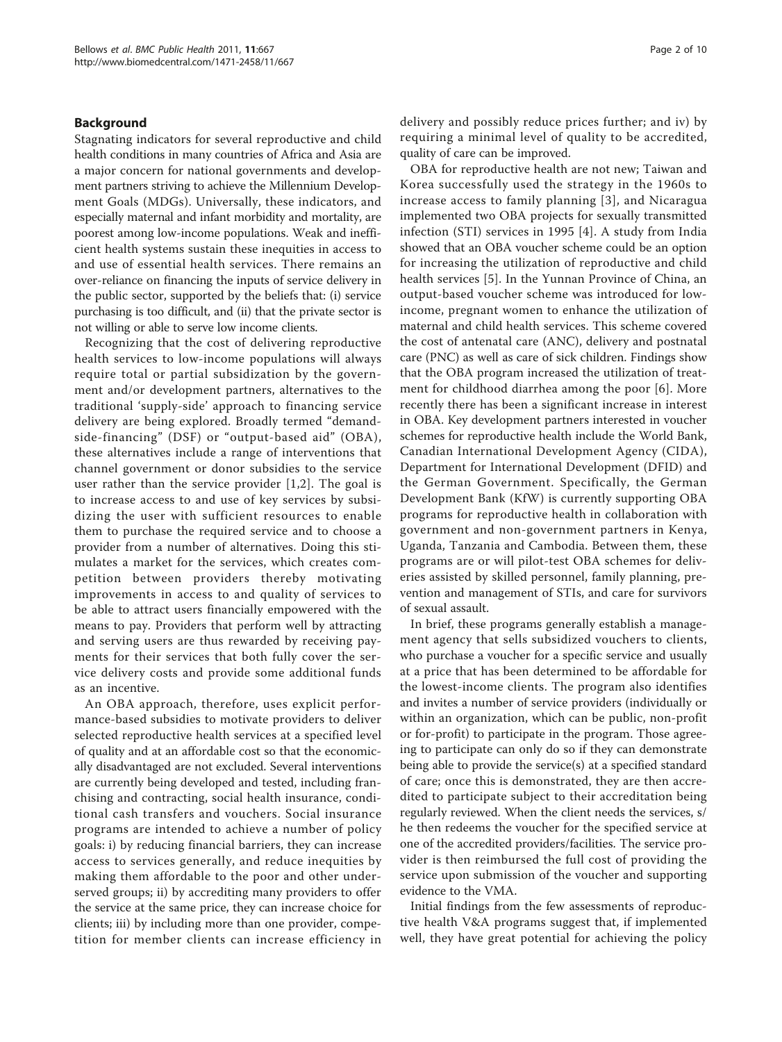## Background

Stagnating indicators for several reproductive and child health conditions in many countries of Africa and Asia are a major concern for national governments and development partners striving to achieve the Millennium Development Goals (MDGs). Universally, these indicators, and especially maternal and infant morbidity and mortality, are poorest among low-income populations. Weak and inefficient health systems sustain these inequities in access to and use of essential health services. There remains an over-reliance on financing the inputs of service delivery in the public sector, supported by the beliefs that: (i) service purchasing is too difficult, and (ii) that the private sector is not willing or able to serve low income clients.

Recognizing that the cost of delivering reproductive health services to low-income populations will always require total or partial subsidization by the government and/or development partners, alternatives to the traditional 'supply-side' approach to financing service delivery are being explored. Broadly termed "demand-side-financing" (DSF) or "output-based aid" (OBA), these alternatives include a range of interventions that channel government or donor subsidies to the service user rather than the service provider [1,2]. The goal is to increase access to and use of key services by subsidizing the user with sufficient resources to enable them to purchase the required service and to choose a provider from a number of alternatives. Doing this stimulates a market for the services, which creates competition between providers thereby motivating improvements in access to and quality of services to be able to attract users financially empowered with the means to pay. Providers that perform well by attracting and serving users are thus rewarded by receiving payments for their services that both fully cover the service delivery costs and provide some additional funds as an incentive.

An OBA approach, therefore, uses explicit performance-based subsidies to motivate providers to deliver selected reproductive health services at a specified level of quality and at an affordable cost so that the economically disadvantaged are not excluded. Several interventions are currently being developed and tested, including franchising and contracting, social health insurance, conditional cash transfers and vouchers. Social insurance programs are intended to achieve a number of policy goals: i) by reducing financial barriers, they can increase access to services generally, and reduce inequities by making them affordable to the poor and other underserved groups; ii) by accrediting many providers to offer the service at the same price, they can increase choice for clients; iii) by including more than one provider, competition for member clients can increase efficiency in delivery and possibly reduce prices further; and iv) by requiring a minimal level of quality to be accredited, quality of care can be improved.

OBA for reproductive health are not new; Taiwan and Korea successfully used the strategy in the 1960s to increase access to family planning [3], and Nicaragua implemented two OBA projects for sexually transmitted infection (STI) services in 1995 [4]. A study from India showed that an OBA voucher scheme could be an option for increasing the utilization of reproductive and child health services [5]. In the Yunnan Province of China, an output-based voucher scheme was introduced for low-income, pregnant women to enhance the utilization of maternal and child health services. This scheme covered the cost of antenatal care (ANC), delivery and postnatal care (PNC) as well as care of sick children. Findings show that the OBA program increased the utilization of treatment for childhood diarrhea among the poor [6]. More recently there has been a significant increase in interest in OBA. Key development partners interested in voucher schemes for reproductive health include the World Bank, Canadian International Development Agency (CIDA), Department for International Development (DFID) and the German Government. Specifically, the German Development Bank (KfW) is currently supporting OBA programs for reproductive health in collaboration with government and non-government partners in Kenya, Uganda, Tanzania and Cambodia. Between them, these programs are or will pilot-test OBA schemes for deliveries assisted by skilled personnel, family planning, prevention and management of STIs, and care for survivors of sexual assault.

In brief, these programs generally establish a management agency that sells subsidized vouchers to clients, who purchase a voucher for a specific service and usually at a price that has been determined to be affordable for the lowest-income clients. The program also identifies and invites a number of service providers (individually or within an organization, which can be public, non-profit or for-profit) to participate in the program. Those agreeing to participate can only do so if they can demonstrate being able to provide the service(s) at a specified standard of care; once this is demonstrated, they are then accredited to participate subject to their accreditation being regularly reviewed. When the client needs the services, s/he then redeems the voucher for the specified service at one of the accredited providers/facilities. The service provider is then reimbursed the full cost of providing the service upon submission of the voucher and supporting evidence to the VMA.

Initial findings from the few assessments of reproductive health V&A programs suggest that, if implemented well, they have great potential for achieving the policy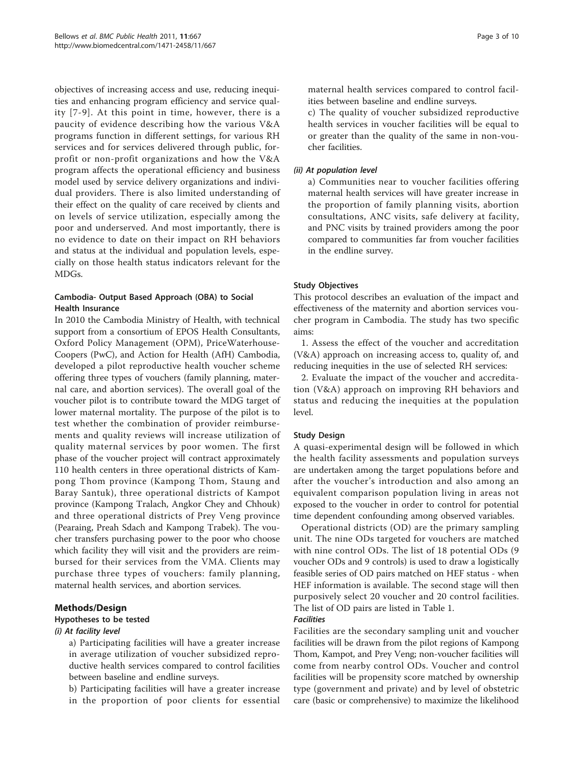objectives of increasing access and use, reducing inequities and enhancing program efficiency and service quality [7-9]. At this point in time, however, there is a paucity of evidence describing how the various V&A programs function in different settings, for various RH services and for services delivered through public, for-profit or non-profit organizations and how the V&A program affects the operational efficiency and business model used by service delivery organizations and individual providers. There is also limited understanding of their effect on the quality of care received by clients and on levels of service utilization, especially among the poor and underserved. And most importantly, there is no evidence to date on their impact on RH behaviors and status at the individual and population levels, especially on those health status indicators relevant for the MDGs.

### Cambodia- Output Based Approach (OBA) to Social Health Insurance

In 2010 the Cambodia Ministry of Health, with technical support from a consortium of EPOS Health Consultants, Oxford Policy Management (OPM), PriceWaterhouse-Coopers (PwC), and Action for Health (AfH) Cambodia, developed a pilot reproductive health voucher scheme offering three types of vouchers (family planning, maternal care, and abortion services). The overall goal of the voucher pilot is to contribute toward the MDG target of lower maternal mortality. The purpose of the pilot is to test whether the combination of provider reimbursements and quality reviews will increase utilization of quality maternal services by poor women. The first phase of the voucher project will contract approximately 110 health centers in three operational districts of Kampong Thom province (Kampong Thom, Staung and Baray Santuk), three operational districts of Kampot province (Kampong Tralach, Angkor Chey and Chhouk) and three operational districts of Prey Veng province (Pearaing, Preah Sdach and Kampong Trabek). The voucher transfers purchasing power to the poor who choose which facility they will visit and the providers are reimbursed for their services from the VMA. Clients may purchase three types of vouchers: family planning, maternal health services, and abortion services.

## Methods/Design

### Hypotheses to be tested

#### *(i) At facility level*

a) Participating facilities will have a greater increase in average utilization of voucher subsidized reproductive health services compared to control facilities between baseline and endline surveys.

b) Participating facilities will have a greater increase in the proportion of poor clients for essential maternal health services compared to control facilities between baseline and endline surveys.

c) The quality of voucher subsidized reproductive health services in voucher facilities will be equal to or greater than the quality of the same in non-voucher facilities.

#### *(ii) At population level*

a) Communities near to voucher facilities offering maternal health services will have greater increase in the proportion of family planning visits, abortion consultations, ANC visits, safe delivery at facility, and PNC visits by trained providers among the poor compared to communities far from voucher facilities in the endline survey.

### Study Objectives

This protocol describes an evaluation of the impact and effectiveness of the maternity and abortion services voucher program in Cambodia. The study has two specific aims:

1. Assess the effect of the voucher and accreditation (V&A) approach on increasing access to, quality of, and reducing inequities in the use of selected RH services:

2. Evaluate the impact of the voucher and accreditation (V&A) approach on improving RH behaviors and status and reducing the inequities at the population level.

### Study Design

A quasi-experimental design will be followed in which the health facility assessments and population surveys are undertaken among the target populations before and after the voucher's introduction and also among an equivalent comparison population living in areas not exposed to the voucher in order to control for potential time dependent confounding among observed variables.

Operational districts (OD) are the primary sampling unit. The nine ODs targeted for vouchers are matched with nine control ODs. The list of 18 potential ODs (9 voucher ODs and 9 controls) is used to draw a logistically feasible series of OD pairs matched on HEF status - when HEF information is available. The second stage will then purposively select 20 voucher and 20 control facilities. The list of OD pairs are listed in Table 1.

#### *Facilities*

Facilities are the secondary sampling unit and voucher facilities will be drawn from the pilot regions of Kampong Thom, Kampot, and Prey Veng; non-voucher facilities will come from nearby control ODs. Voucher and control facilities will be propensity score matched by ownership type (government and private) and by level of obstetric care (basic or comprehensive) to maximize the likelihood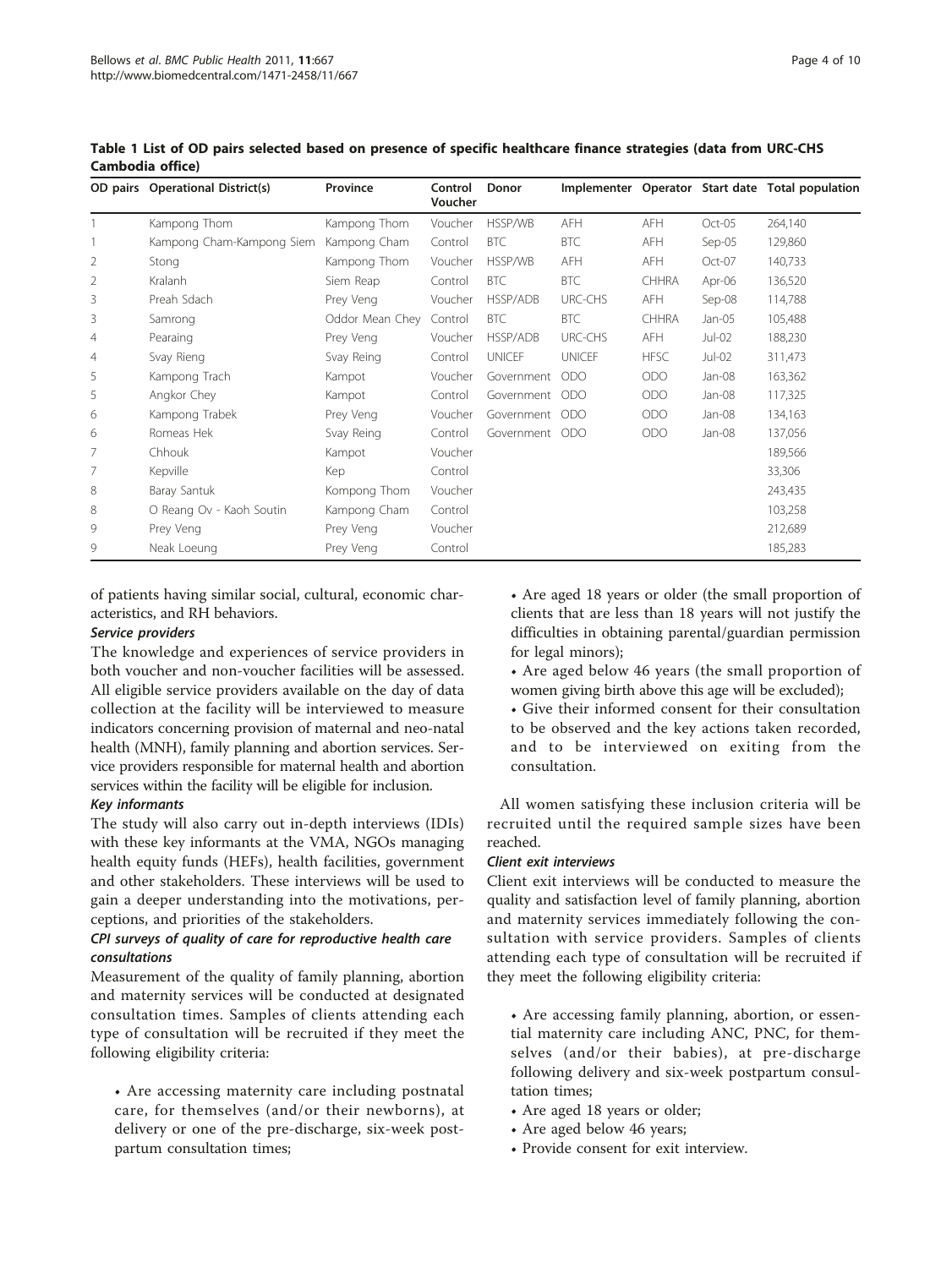**Table 1 List of OD pairs selected based on presence of specific healthcare finance strategies (data from URC-CHS Cambodia office)**

| OD pairs | Operational District(s) | Province | Control Voucher | Donor | Implementer | Operator | Start date | Total population |
|---|---|---|---|---|---|---|---|---|
| 1 | Kampong Thom | Kampong Thom | Voucher | HSSP/WB | AFH | AFH | Oct-05 | 264,140 |
| 1 | Kampong Cham-Kampong Siem | Kampong Cham | Control | BTC | BTC | AFH | Sep-05 | 129,860 |
| 2 | Stong | Kampong Thom | Voucher | HSSP/WB | AFH | AFH | Oct-07 | 140,733 |
| 2 | Kralanh | Siem Reap | Control | BTC | BTC | CHHRA | Apr-06 | 136,520 |
| 3 | Preah Sdach | Prey Veng | Voucher | HSSP/ADB | URC-CHS | AFH | Sep-08 | 114,788 |
| 3 | Samrong | Oddor Mean Chey | Control | BTC | BTC | CHHRA | Jan-05 | 105,488 |
| 4 | Pearaing | Prey Veng | Voucher | HSSP/ADB | URC-CHS | AFH | Jul-02 | 188,230 |
| 4 | Svay Rieng | Svay Reing | Control | UNICEF | UNICEF | HFSC | Jul-02 | 311,473 |
| 5 | Kampong Trach | Kampot | Voucher | Government | ODO | ODO | Jan-08 | 163,362 |
| 5 | Angkor Chey | Kampot | Control | Government | ODO | ODO | Jan-08 | 117,325 |
| 6 | Kampong Trabek | Prey Veng | Voucher | Government | ODO | ODO | Jan-08 | 134,163 |
| 6 | Romeas Hek | Svay Reing | Control | Government | ODO | ODO | Jan-08 | 137,056 |
| 7 | Chhouk | Kampot | Voucher | | | | | 189,566 |
| 7 | Kepville | Kep | Control | | | | | 33,306 |
| 8 | Baray Santuk | Kompong Thom | Voucher | | | | | 243,435 |
| 8 | O Reang Ov - Kaoh Soutin | Kampong Cham | Control | | | | | 103,258 |
| 9 | Prey Veng | Prey Veng | Voucher | | | | | 212,689 |
| 9 | Neak Loeung | Prey Veng | Control | | | | | 185,283 |

of patients having similar social, cultural, economic characteristics, and RH behaviors.

***Service providers***

The knowledge and experiences of service providers in both voucher and non-voucher facilities will be assessed. All eligible service providers available on the day of data collection at the facility will be interviewed to measure indicators concerning provision of maternal and neo-natal health (MNH), family planning and abortion services. Service providers responsible for maternal health and abortion services within the facility will be eligible for inclusion.

***Key informants***

The study will also carry out in-depth interviews (IDIs) with these key informants at the VMA, NGOs managing health equity funds (HEFs), health facilities, government and other stakeholders. These interviews will be used to gain a deeper understanding into the motivations, perceptions, and priorities of the stakeholders.

***CPI surveys of quality of care for reproductive health care consultations***

Measurement of the quality of family planning, abortion and maternity services will be conducted at designated consultation times. Samples of clients attending each type of consultation will be recruited if they meet the following eligibility criteria:

- Are accessing maternity care including postnatal care, for themselves (and/or their newborns), at delivery or one of the pre-discharge, six-week postpartum consultation times;
- Are aged 18 years or older (the small proportion of clients that are less than 18 years will not justify the difficulties in obtaining parental/guardian permission for legal minors);
- Are aged below 46 years (the small proportion of women giving birth above this age will be excluded);
- Give their informed consent for their consultation to be observed and the key actions taken recorded, and to be interviewed on exiting from the consultation.

All women satisfying these inclusion criteria will be recruited until the required sample sizes have been reached.

***Client exit interviews***

Client exit interviews will be conducted to measure the quality and satisfaction level of family planning, abortion and maternity services immediately following the consultation with service providers. Samples of clients attending each type of consultation will be recruited if they meet the following eligibility criteria:

- Are accessing family planning, abortion, or essential maternity care including ANC, PNC, for themselves (and/or their babies), at pre-discharge following delivery and six-week postpartum consultation times;
- Are aged 18 years or older;
- Are aged below 46 years;
- Provide consent for exit interview.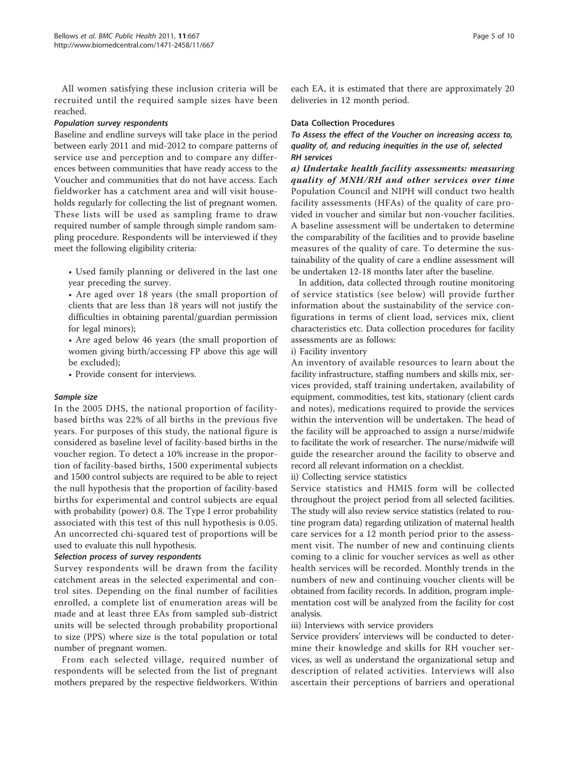All women satisfying these inclusion criteria will be recruited until the required sample sizes have been reached.

#### *Population survey respondents*

Baseline and endline surveys will take place in the period between early 2011 and mid-2012 to compare patterns of service use and perception and to compare any differences between communities that have ready access to the Voucher and communities that do not have access. Each fieldworker has a catchment area and will visit households regularly for collecting the list of pregnant women. These lists will be used as sampling frame to draw required number of sample through simple random sampling procedure. Respondents will be interviewed if they meet the following eligibility criteria:

- Used family planning or delivered in the last one year preceding the survey.
- Are aged over 18 years (the small proportion of clients that are less than 18 years will not justify the difficulties in obtaining parental/guardian permission for legal minors);
- Are aged below 46 years (the small proportion of women giving birth/accessing FP above this age will be excluded);
- Provide consent for interviews.

#### *Sample size*

In the 2005 DHS, the national proportion of facility-based births was 22% of all births in the previous five years. For purposes of this study, the national figure is considered as baseline level of facility-based births in the voucher region. To detect a 10% increase in the proportion of facility-based births, 1500 experimental subjects and 1500 control subjects are required to be able to reject the null hypothesis that the proportion of facility-based births for experimental and control subjects are equal with probability (power) 0.8. The Type I error probability associated with this test of this null hypothesis is 0.05. An uncorrected chi-squared test of proportions will be used to evaluate this null hypothesis.

#### *Selection process of survey respondents*

Survey respondents will be drawn from the facility catchment areas in the selected experimental and control sites. Depending on the final number of facilities enrolled, a complete list of enumeration areas will be made and at least three EAs from sampled sub-district units will be selected through probability proportional to size (PPS) where size is the total population or total number of pregnant women.

From each selected village, required number of respondents will be selected from the list of pregnant mothers prepared by the respective fieldworkers. Within each EA, it is estimated that there are approximately 20 deliveries in 12 month period.

### Data Collection Procedures

#### *To Assess the effect of the Voucher on increasing access to, quality of, and reducing inequities in the use of, selected RH services*

***a) Undertake health facility assessments: measuring quality of MNH/RH and other services over time***

Population Council and NIPH will conduct two health facility assessments (HFAs) of the quality of care provided in voucher and similar but non-voucher facilities. A baseline assessment will be undertaken to determine the comparability of the facilities and to provide baseline measures of the quality of care. To determine the sustainability of the quality of care a endline assessment will be undertaken 12-18 months later after the baseline.

In addition, data collected through routine monitoring of service statistics (see below) will provide further information about the sustainability of the service configurations in terms of client load, services mix, client characteristics etc. Data collection procedures for facility assessments are as follows:

i) Facility inventory

An inventory of available resources to learn about the facility infrastructure, staffing numbers and skills mix, services provided, staff training undertaken, availability of equipment, commodities, test kits, stationary (client cards and notes), medications required to provide the services within the intervention will be undertaken. The head of the facility will be approached to assign a nurse/midwife to facilitate the work of researcher. The nurse/midwife will guide the researcher around the facility to observe and record all relevant information on a checklist.

ii) Collecting service statistics

Service statistics and HMIS form will be collected throughout the project period from all selected facilities. The study will also review service statistics (related to routine program data) regarding utilization of maternal health care services for a 12 month period prior to the assessment visit. The number of new and continuing clients coming to a clinic for voucher services as well as other health services will be recorded. Monthly trends in the numbers of new and continuing voucher clients will be obtained from facility records. In addition, program implementation cost will be analyzed from the facility for cost analysis.

iii) Interviews with service providers

Service providers' interviews will be conducted to determine their knowledge and skills for RH voucher services, as well as understand the organizational setup and description of related activities. Interviews will also ascertain their perceptions of barriers and operational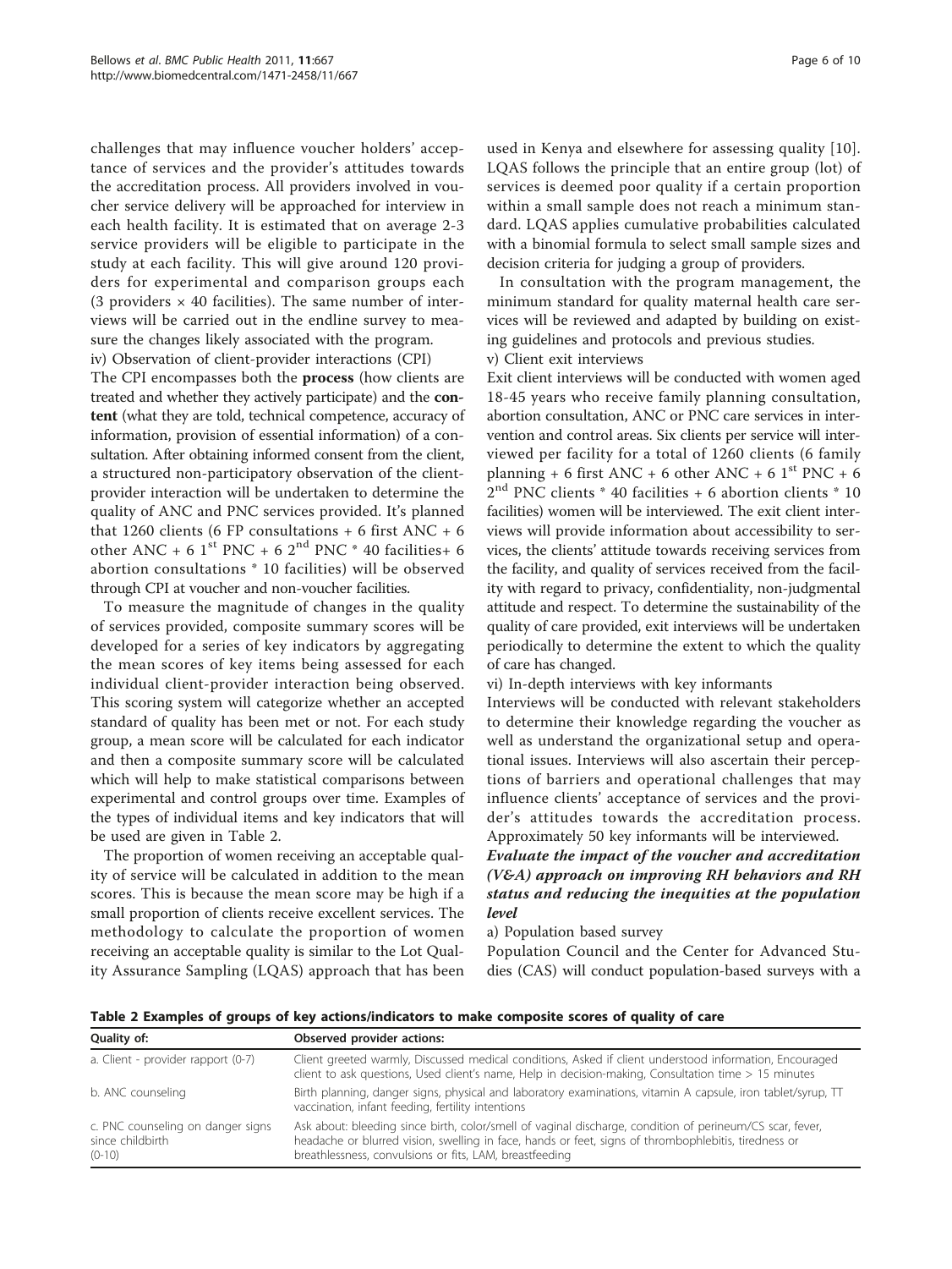challenges that may influence voucher holders' acceptance of services and the provider's attitudes towards the accreditation process. All providers involved in voucher service delivery will be approached for interview in each health facility. It is estimated that on average 2-3 service providers will be eligible to participate in the study at each facility. This will give around 120 providers for experimental and comparison groups each (3 providers × 40 facilities). The same number of interviews will be carried out in the endline survey to measure the changes likely associated with the program.

iv) Observation of client-provider interactions (CPI)

The CPI encompasses both the **process** (how clients are treated and whether they actively participate) and the **content** (what they are told, technical competence, accuracy of information, provision of essential information) of a consultation. After obtaining informed consent from the client, a structured non-participatory observation of the client-provider interaction will be undertaken to determine the quality of ANC and PNC services provided. It's planned that 1260 clients (6 FP consultations + 6 first ANC + 6 other ANC + 6 1$^{st}$ PNC + 6 2$^{nd}$ PNC * 40 facilities+ 6 abortion consultations * 10 facilities) will be observed through CPI at voucher and non-voucher facilities.

To measure the magnitude of changes in the quality of services provided, composite summary scores will be developed for a series of key indicators by aggregating the mean scores of key items being assessed for each individual client-provider interaction being observed. This scoring system will categorize whether an accepted standard of quality has been met or not. For each study group, a mean score will be calculated for each indicator and then a composite summary score will be calculated which will help to make statistical comparisons between experimental and control groups over time. Examples of the types of individual items and key indicators that will be used are given in Table 2.

The proportion of women receiving an acceptable quality of service will be calculated in addition to the mean scores. This is because the mean score may be high if a small proportion of clients receive excellent services. The methodology to calculate the proportion of women receiving an acceptable quality is similar to the Lot Quality Assurance Sampling (LQAS) approach that has been used in Kenya and elsewhere for assessing quality [10]. LQAS follows the principle that an entire group (lot) of services is deemed poor quality if a certain proportion within a small sample does not reach a minimum standard. LQAS applies cumulative probabilities calculated with a binomial formula to select small sample sizes and decision criteria for judging a group of providers.

In consultation with the program management, the minimum standard for quality maternal health care services will be reviewed and adapted by building on existing guidelines and protocols and previous studies.

v) Client exit interviews

Exit client interviews will be conducted with women aged 18-45 years who receive family planning consultation, abortion consultation, ANC or PNC care services in intervention and control areas. Six clients per service will interviewed per facility for a total of 1260 clients (6 family planning + 6 first ANC + 6 other ANC + 6 1$^{st}$ PNC + 6 2$^{nd}$ PNC clients * 40 facilities + 6 abortion clients * 10 facilities) women will be interviewed. The exit client interviews will provide information about accessibility to services, the clients' attitude towards receiving services from the facility, and quality of services received from the facility with regard to privacy, confidentiality, non-judgmental attitude and respect. To determine the sustainability of the quality of care provided, exit interviews will be undertaken periodically to determine the extent to which the quality of care has changed.

vi) In-depth interviews with key informants

Interviews will be conducted with relevant stakeholders to determine their knowledge regarding the voucher as well as understand the organizational setup and operational issues. Interviews will also ascertain their perceptions of barriers and operational challenges that may influence clients' acceptance of services and the provider's attitudes towards the accreditation process. Approximately 50 key informants will be interviewed.

***Evaluate the impact of the voucher and accreditation (V&A) approach on improving RH behaviors and RH status and reducing the inequities at the population level***

a) Population based survey

Population Council and the Center for Advanced Studies (CAS) will conduct population-based surveys with a

**Table 2 Examples of groups of key actions/indicators to make composite scores of quality of care**

| Quality of: | Observed provider actions: |
|---|---|
| a. Client - provider rapport (0-7) | Client greeted warmly, Discussed medical conditions, Asked if client understood information, Encouraged client to ask questions, Used client's name, Help in decision-making, Consultation time > 15 minutes |
| b. ANC counseling | Birth planning, danger signs, physical and laboratory examinations, vitamin A capsule, iron tablet/syrup, TT vaccination, infant feeding, fertility intentions |
| c. PNC counseling on danger signs since childbirth (0-10) | Ask about: bleeding since birth, color/smell of vaginal discharge, condition of perineum/CS scar, fever, headache or blurred vision, swelling in face, hands or feet, signs of thrombophlebitis, tiredness or breathlessness, convulsions or fits, LAM, breastfeeding |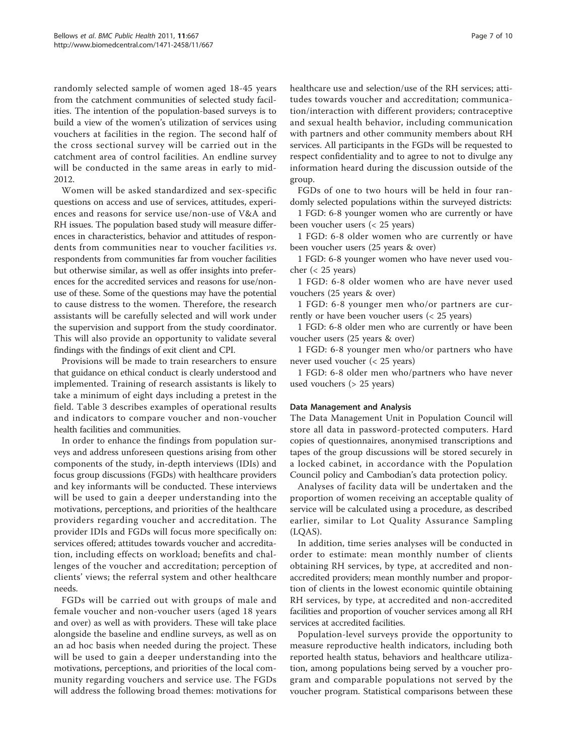randomly selected sample of women aged 18-45 years from the catchment communities of selected study facilities. The intention of the population-based surveys is to build a view of the women's utilization of services using vouchers at facilities in the region. The second half of the cross sectional survey will be carried out in the catchment area of control facilities. An endline survey will be conducted in the same areas in early to mid-2012.

Women will be asked standardized and sex-specific questions on access and use of services, attitudes, experiences and reasons for service use/non-use of V&A and RH issues. The population based study will measure differences in characteristics, behavior and attitudes of respondents from communities near to voucher facilities *vs.* respondents from communities far from voucher facilities but otherwise similar, as well as offer insights into preferences for the accredited services and reasons for use/non-use of these. Some of the questions may have the potential to cause distress to the women. Therefore, the research assistants will be carefully selected and will work under the supervision and support from the study coordinator. This will also provide an opportunity to validate several findings with the findings of exit client and CPI.

Provisions will be made to train researchers to ensure that guidance on ethical conduct is clearly understood and implemented. Training of research assistants is likely to take a minimum of eight days including a pretest in the field. Table 3 describes examples of operational results and indicators to compare voucher and non-voucher health facilities and communities.

In order to enhance the findings from population surveys and address unforeseen questions arising from other components of the study, in-depth interviews (IDIs) and focus group discussions (FGDs) with healthcare providers and key informants will be conducted. These interviews will be used to gain a deeper understanding into the motivations, perceptions, and priorities of the healthcare providers regarding voucher and accreditation. The provider IDIs and FGDs will focus more specifically on: services offered; attitudes towards voucher and accreditation, including effects on workload; benefits and challenges of the voucher and accreditation; perception of clients' views; the referral system and other healthcare needs.

FGDs will be carried out with groups of male and female voucher and non-voucher users (aged 18 years and over) as well as with providers. These will take place alongside the baseline and endline surveys, as well as on an ad hoc basis when needed during the project. These will be used to gain a deeper understanding into the motivations, perceptions, and priorities of the local community regarding vouchers and service use. The FGDs will address the following broad themes: motivations for healthcare use and selection/use of the RH services; attitudes towards voucher and accreditation; communication/interaction with different providers; contraceptive and sexual health behavior, including communication with partners and other community members about RH services. All participants in the FGDs will be requested to respect confidentiality and to agree to not to divulge any information heard during the discussion outside of the group.

FGDs of one to two hours will be held in four randomly selected populations within the surveyed districts:

1 FGD: 6-8 younger women who are currently or have been voucher users (< 25 years)

1 FGD: 6-8 older women who are currently or have been voucher users (25 years & over)

1 FGD: 6-8 younger women who have never used voucher (< 25 years)

1 FGD: 6-8 older women who are have never used vouchers (25 years & over)

1 FGD: 6-8 younger men who/or partners are currently or have been voucher users (< 25 years)

1 FGD: 6-8 older men who are currently or have been voucher users (25 years & over)

1 FGD: 6-8 younger men who/or partners who have never used voucher (< 25 years)

1 FGD: 6-8 older men who/partners who have never used vouchers (> 25 years)

#### Data Management and Analysis

The Data Management Unit in Population Council will store all data in password-protected computers. Hard copies of questionnaires, anonymised transcriptions and tapes of the group discussions will be stored securely in a locked cabinet, in accordance with the Population Council policy and Cambodian's data protection policy.

Analyses of facility data will be undertaken and the proportion of women receiving an acceptable quality of service will be calculated using a procedure, as described earlier, similar to Lot Quality Assurance Sampling (LQAS).

In addition, time series analyses will be conducted in order to estimate: mean monthly number of clients obtaining RH services, by type, at accredited and non-accredited providers; mean monthly number and proportion of clients in the lowest economic quintile obtaining RH services, by type, at accredited and non-accredited facilities and proportion of voucher services among all RH services at accredited facilities.

Population-level surveys provide the opportunity to measure reproductive health indicators, including both reported health status, behaviors and healthcare utilization, among populations being served by a voucher program and comparable populations not served by the voucher program. Statistical comparisons between these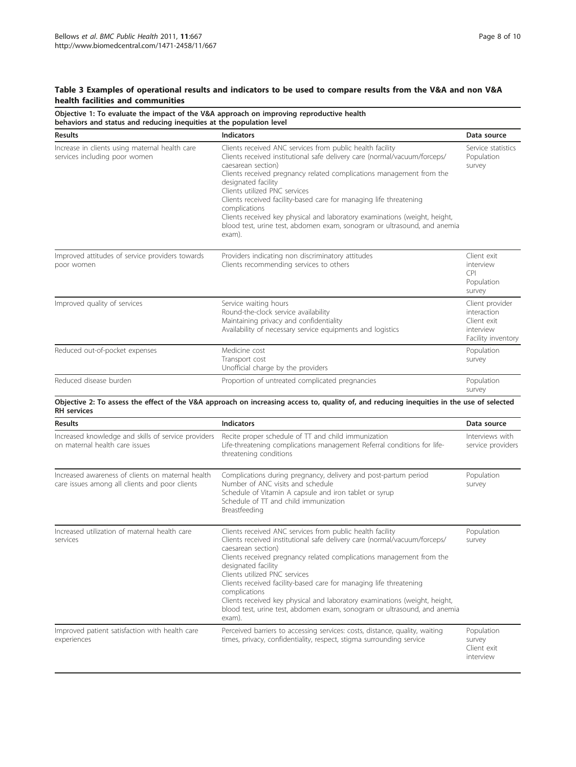**Table 3 Examples of operational results and indicators to be used to compare results from the V&A and non V&A health facilities and communities**

**Objective 1: To evaluate the impact of the V&A approach on improving reproductive health behaviors and status and reducing inequities at the population level**

| Results | Indicators | Data source |
|---|---|---|
| Increase in clients using maternal health care services including poor women | Clients received ANC services from public health facility<br>Clients received institutional safe delivery care (normal/vacuum/forceps/caesarean section)<br>Clients received pregnancy related complications management from the designated facility<br>Clients utilized PNC services<br>Clients received facility-based care for managing life threatening complications<br>Clients received key physical and laboratory examinations (weight, height, blood test, urine test, abdomen exam, sonogram or ultrasound, and anemia exam). | Service statistics<br>Population survey |
| Improved attitudes of service providers towards poor women | Providers indicating non discriminatory attitudes<br>Clients recommending services to others | Client exit interview<br>CPI<br>Population survey |
| Improved quality of services | Service waiting hours<br>Round-the-clock service availability<br>Maintaining privacy and confidentiality<br>Availability of necessary service equipments and logistics | Client provider interaction<br>Client exit interview<br>Facility inventory |
| Reduced out-of-pocket expenses | Medicine cost<br>Transport cost<br>Unofficial charge by the providers | Population survey |
| Reduced disease burden | Proportion of untreated complicated pregnancies | Population survey |

**Objective 2: To assess the effect of the V&A approach on increasing access to, quality of, and reducing inequities in the use of selected RH services**

| Results | Indicators | Data source |
|---|---|---|
| Increased knowledge and skills of service providers on maternal health care issues | Recite proper schedule of TT and child immunization<br>Life-threatening complications management Referral conditions for life-threatening conditions | Interviews with service providers |
| Increased awareness of clients on maternal health care issues among all clients and poor clients | Complications during pregnancy, delivery and post-partum period<br>Number of ANC visits and schedule<br>Schedule of Vitamin A capsule and iron tablet or syrup<br>Schedule of TT and child immunization<br>Breastfeeding | Population survey |
| Increased utilization of maternal health care services | Clients received ANC services from public health facility<br>Clients received institutional safe delivery care (normal/vacuum/forceps/caesarean section)<br>Clients received pregnancy related complications management from the designated facility<br>Clients utilized PNC services<br>Clients received facility-based care for managing life threatening complications<br>Clients received key physical and laboratory examinations (weight, height, blood test, urine test, abdomen exam, sonogram or ultrasound, and anemia exam). | Population survey |
| Improved patient satisfaction with health care experiences | Perceived barriers to accessing services: costs, distance, quality, waiting times, privacy, confidentiality, respect, stigma surrounding service | Population survey<br>Client exit interview |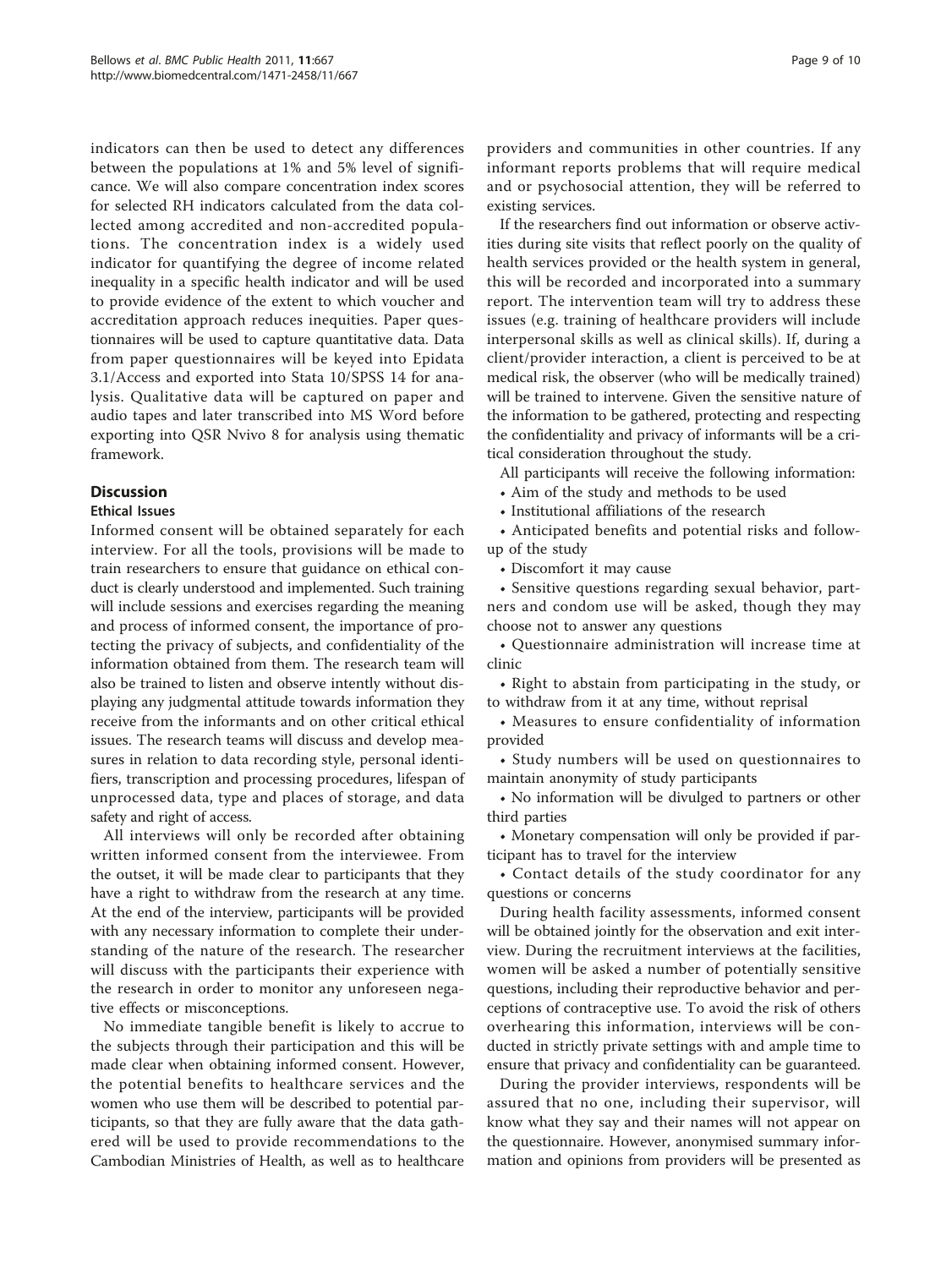indicators can then be used to detect any differences between the populations at 1% and 5% level of significance. We will also compare concentration index scores for selected RH indicators calculated from the data collected among accredited and non-accredited populations. The concentration index is a widely used indicator for quantifying the degree of income related inequality in a specific health indicator and will be used to provide evidence of the extent to which voucher and accreditation approach reduces inequities. Paper questionnaires will be used to capture quantitative data. Data from paper questionnaires will be keyed into Epidata 3.1/Access and exported into Stata 10/SPSS 14 for analysis. Qualitative data will be captured on paper and audio tapes and later transcribed into MS Word before exporting into QSR Nvivo 8 for analysis using thematic framework.

## Discussion

### Ethical Issues

Informed consent will be obtained separately for each interview. For all the tools, provisions will be made to train researchers to ensure that guidance on ethical conduct is clearly understood and implemented. Such training will include sessions and exercises regarding the meaning and process of informed consent, the importance of protecting the privacy of subjects, and confidentiality of the information obtained from them. The research team will also be trained to listen and observe intently without displaying any judgmental attitude towards information they receive from the informants and on other critical ethical issues. The research teams will discuss and develop measures in relation to data recording style, personal identifiers, transcription and processing procedures, lifespan of unprocessed data, type and places of storage, and data safety and right of access.

All interviews will only be recorded after obtaining written informed consent from the interviewee. From the outset, it will be made clear to participants that they have a right to withdraw from the research at any time. At the end of the interview, participants will be provided with any necessary information to complete their understanding of the nature of the research. The researcher will discuss with the participants their experience with the research in order to monitor any unforeseen negative effects or misconceptions.

No immediate tangible benefit is likely to accrue to the subjects through their participation and this will be made clear when obtaining informed consent. However, the potential benefits to healthcare services and the women who use them will be described to potential participants, so that they are fully aware that the data gathered will be used to provide recommendations to the Cambodian Ministries of Health, as well as to healthcare providers and communities in other countries. If any informant reports problems that will require medical and or psychosocial attention, they will be referred to existing services.

If the researchers find out information or observe activities during site visits that reflect poorly on the quality of health services provided or the health system in general, this will be recorded and incorporated into a summary report. The intervention team will try to address these issues (e.g. training of healthcare providers will include interpersonal skills as well as clinical skills). If, during a client/provider interaction, a client is perceived to be at medical risk, the observer (who will be medically trained) will be trained to intervene. Given the sensitive nature of the information to be gathered, protecting and respecting the confidentiality and privacy of informants will be a critical consideration throughout the study.

All participants will receive the following information:

- Aim of the study and methods to be used
- Institutional affiliations of the research
- Anticipated benefits and potential risks and follow-up of the study
- Discomfort it may cause
- Sensitive questions regarding sexual behavior, partners and condom use will be asked, though they may choose not to answer any questions
- Questionnaire administration will increase time at clinic
- Right to abstain from participating in the study, or to withdraw from it at any time, without reprisal
- Measures to ensure confidentiality of information provided
- Study numbers will be used on questionnaires to maintain anonymity of study participants
- No information will be divulged to partners or other third parties
- Monetary compensation will only be provided if participant has to travel for the interview
- Contact details of the study coordinator for any questions or concerns

During health facility assessments, informed consent will be obtained jointly for the observation and exit interview. During the recruitment interviews at the facilities, women will be asked a number of potentially sensitive questions, including their reproductive behavior and perceptions of contraceptive use. To avoid the risk of others overhearing this information, interviews will be conducted in strictly private settings with and ample time to ensure that privacy and confidentiality can be guaranteed.

During the provider interviews, respondents will be assured that no one, including their supervisor, will know what they say and their names will not appear on the questionnaire. However, anonymised summary information and opinions from providers will be presented as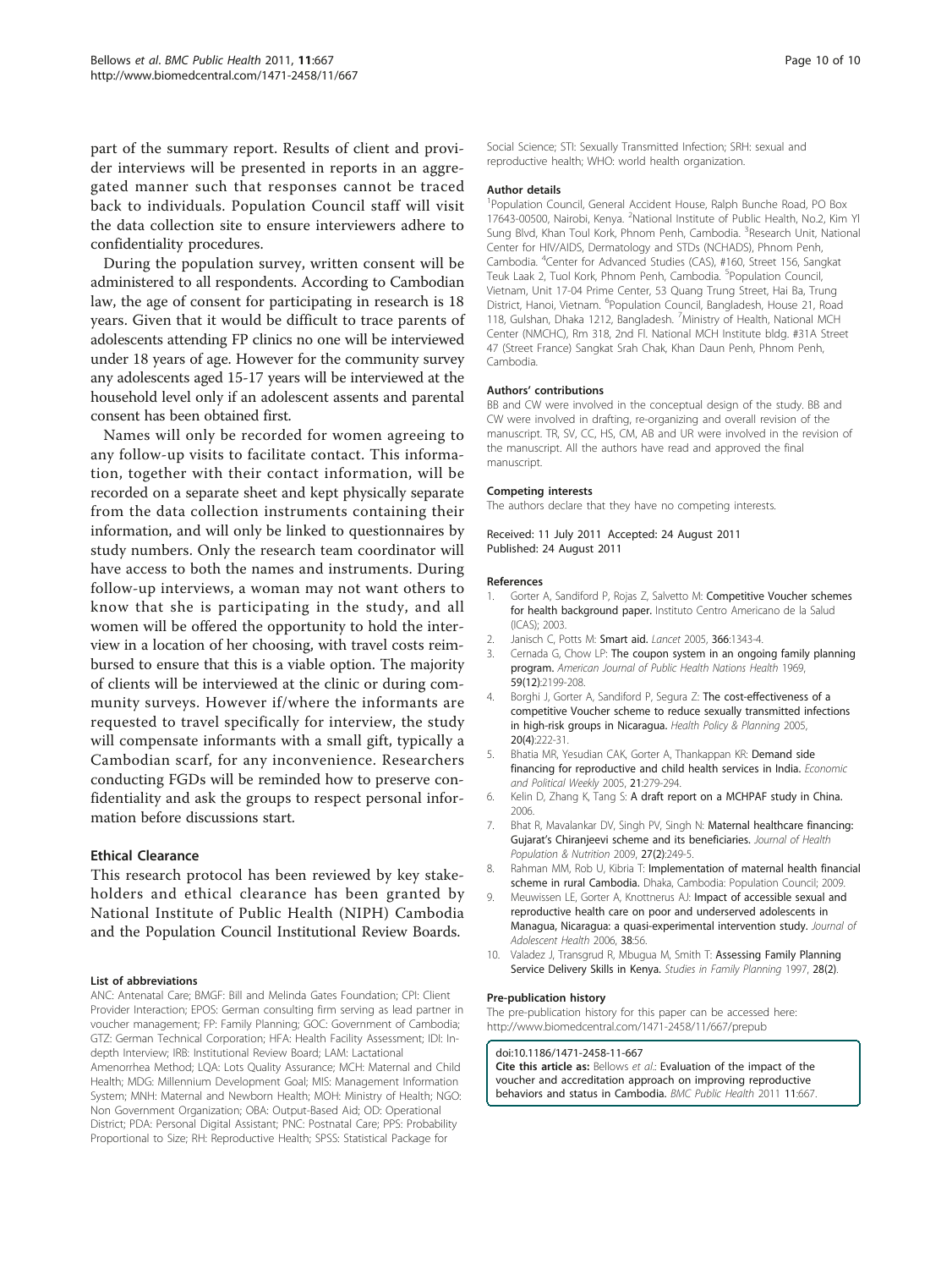part of the summary report. Results of client and provider interviews will be presented in reports in an aggregated manner such that responses cannot be traced back to individuals. Population Council staff will visit the data collection site to ensure interviewers adhere to confidentiality procedures.

During the population survey, written consent will be administered to all respondents. According to Cambodian law, the age of consent for participating in research is 18 years. Given that it would be difficult to trace parents of adolescents attending FP clinics no one will be interviewed under 18 years of age. However for the community survey any adolescents aged 15-17 years will be interviewed at the household level only if an adolescent assents and parental consent has been obtained first.

Names will only be recorded for women agreeing to any follow-up visits to facilitate contact. This information, together with their contact information, will be recorded on a separate sheet and kept physically separate from the data collection instruments containing their information, and will only be linked to questionnaires by study numbers. Only the research team coordinator will have access to both the names and instruments. During follow-up interviews, a woman may not want others to know that she is participating in the study, and all women will be offered the opportunity to hold the interview in a location of her choosing, with travel costs reimbursed to ensure that this is a viable option. The majority of clients will be interviewed at the clinic or during community surveys. However if/where the informants are requested to travel specifically for interview, the study will compensate informants with a small gift, typically a Cambodian scarf, for any inconvenience. Researchers conducting FGDs will be reminded how to preserve confidentiality and ask the groups to respect personal information before discussions start.

## Ethical Clearance

This research protocol has been reviewed by key stakeholders and ethical clearance has been granted by National Institute of Public Health (NIPH) Cambodia and the Population Council Institutional Review Boards.

#### List of abbreviations

ANC: Antenatal Care; BMGF: Bill and Melinda Gates Foundation; CPI: Client Provider Interaction; EPOS: German consulting firm serving as lead partner in voucher management; FP: Family Planning; GOC: Government of Cambodia; GTZ: German Technical Corporation; HFA: Health Facility Assessment; IDI: In-depth Interview; IRB: Institutional Review Board; LAM: Lactational Amenorrhea Method; LQA: Lots Quality Assurance; MCH: Maternal and Child Health; MDG: Millennium Development Goal; MIS: Management Information System; MNH: Maternal and Newborn Health; MOH: Ministry of Health; NGO: Non Government Organization; OBA: Output-Based Aid; OD: Operational District; PDA: Personal Digital Assistant; PNC: Postnatal Care; PPS: Probability Proportional to Size; RH: Reproductive Health; SPSS: Statistical Package for Social Science; STI: Sexually Transmitted Infection; SRH: sexual and reproductive health; WHO: world health organization.

#### Author details

[1]Population Council, General Accident House, Ralph Bunche Road, PO Box 17643-00500, Nairobi, Kenya. [2]National Institute of Public Health, No.2, Kim Yl Sung Blvd, Khan Toul Kork, Phnom Penh, Cambodia. [3]Research Unit, National Center for HIV/AIDS, Dermatology and STDs (NCHADS), Phnom Penh, Cambodia. [4]Center for Advanced Studies (CAS), #160, Street 156, Sangkat Teuk Laak 2, Tuol Kork, Phnom Penh, Cambodia. [5]Population Council, Vietnam, Unit 17-04 Prime Center, 53 Quang Trung Street, Hai Ba, Trung District, Hanoi, Vietnam. [6]Population Council, Bangladesh, House 21, Road 118, Gulshan, Dhaka 1212, Bangladesh. [7]Ministry of Health, National MCH Center (NMCHC), Rm 318, 2nd Fl. National MCH Institute bldg. #31A Street 47 (Street France) Sangkat Srah Chak, Khan Daun Penh, Phnom Penh, Cambodia.

#### Authors' contributions

BB and CW were involved in the conceptual design of the study. BB and CW were involved in drafting, re-organizing and overall revision of the manuscript. TR, SV, CC, HS, CM, AB and UR were involved in the revision of the manuscript. All the authors have read and approved the final manuscript.

#### Competing interests

The authors declare that they have no competing interests.

Received: 11 July 2011 Accepted: 24 August 2011
Published: 24 August 2011

#### References

1. Gorter A, Sandiford P, Rojas Z, Salvetto M: **Competitive Voucher schemes for health background paper.** Instituto Centro Americano de la Salud (ICAS); 2003.
2. Janisch C, Potts M: **Smart aid.** *Lancet* 2005, **366**:1343-4.
3. Cernada G, Chow LP: **The coupon system in an ongoing family planning program.** *American Journal of Public Health Nations Health* 1969, **59(12)**:2199-208.
4. Borghi J, Gorter A, Sandiford P, Segura Z: **The cost-effectiveness of a competitive Voucher scheme to reduce sexually transmitted infections in high-risk groups in Nicaragua.** *Health Policy & Planning* 2005, **20(4)**:222-31.
5. Bhatia MR, Yesudian CAK, Gorter A, Thankappan KR: **Demand side financing for reproductive and child health services in India.** *Economic and Political Weekly* 2005, **21**:279-294.
6. Kelin D, Zhang K, Tang S: **A draft report on a MCHPAF study in China.** 2006.
7. Bhat R, Mavalankar DV, Singh PV, Singh N: **Maternal healthcare financing: Gujarat's Chiranjeevi scheme and its beneficiaries.** *Journal of Health Population & Nutrition* 2009, **27(2)**:249-5.
8. Rahman MM, Rob U, Kibria T: **Implementation of maternal health financial scheme in rural Cambodia.** Dhaka, Cambodia: Population Council; 2009.
9. Meuwissen LE, Gorter A, Knottnerus AJ: **Impact of accessible sexual and reproductive health care on poor and underserved adolescents in Managua, Nicaragua: a quasi-experimental intervention study.** *Journal of Adolescent Health* 2006, **38**:56.
10. Valadez J, Transgrud R, Mbugua M, Smith T: **Assessing Family Planning Service Delivery Skills in Kenya.** *Studies in Family Planning* 1997, **28(2)**.

#### Pre-publication history

The pre-publication history for this paper can be accessed here:
http://www.biomedcentral.com/1471-2458/11/667/prepub

doi:10.1186/1471-2458-11-667

**Cite this article as:** Bellows *et al.*: Evaluation of the impact of the voucher and accreditation approach on improving reproductive behaviors and status in Cambodia. *BMC Public Health* 2011 **11**:667.